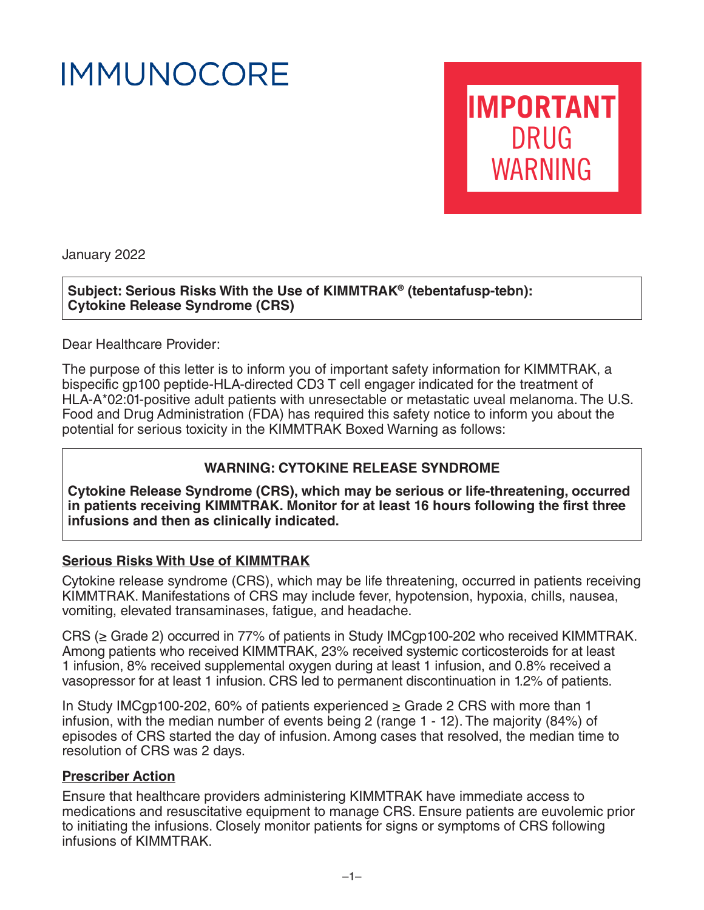IMMUNOCORE

**IMPORTANT** DRUG WARNING

January 2022

**Subject: Serious Risks With the Use of KIMMTRAK® (tebentafusp-tebn): Cytokine Release Syndrome (CRS)**

Dear Healthcare Provider:

The purpose of this letter is to inform you of important safety information for KIMMTRAK, a bispecific gp100 peptide-HLA-directed CD3 T cell engager indicated for the treatment of HLA-A*02:01-positive adult patients with unresectable or metastatic uveal melanoma. The U.S. Food and Drug Administration (FDA) has required this safety notice to inform you about the potential for serious toxicity in the KIMMTRAK Boxed Warning as follows:

> **WARNING: CYTOKINE RELEASE SYNDROME**
>
> **Cytokine Release Syndrome (CRS), which may be serious or life-threatening, occurred in patients receiving KIMMTRAK. Monitor for at least 16 hours following the first three infusions and then as clinically indicated.**

## Serious Risks With Use of KIMMTRAK

Cytokine release syndrome (CRS), which may be life threatening, occurred in patients receiving KIMMTRAK. Manifestations of CRS may include fever, hypotension, hypoxia, chills, nausea, vomiting, elevated transaminases, fatigue, and headache.

CRS (≥ Grade 2) occurred in 77% of patients in Study IMCgp100-202 who received KIMMTRAK. Among patients who received KIMMTRAK, 23% received systemic corticosteroids for at least 1 infusion, 8% received supplemental oxygen during at least 1 infusion, and 0.8% received a vasopressor for at least 1 infusion. CRS led to permanent discontinuation in 1.2% of patients.

In Study IMCgp100-202, 60% of patients experienced ≥ Grade 2 CRS with more than 1 infusion, with the median number of events being 2 (range 1 - 12). The majority (84%) of episodes of CRS started the day of infusion. Among cases that resolved, the median time to resolution of CRS was 2 days.

## Prescriber Action

Ensure that healthcare providers administering KIMMTRAK have immediate access to medications and resuscitative equipment to manage CRS. Ensure patients are euvolemic prior to initiating the infusions. Closely monitor patients for signs or symptoms of CRS following infusions of KIMMTRAK.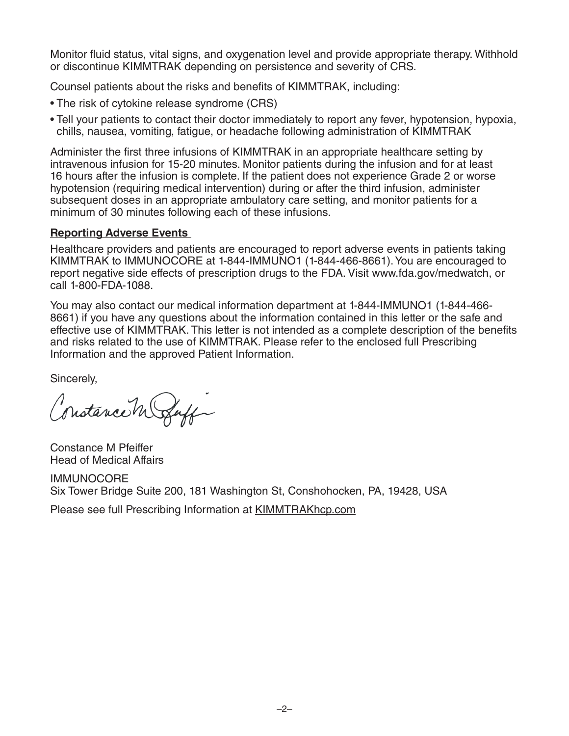Monitor fluid status, vital signs, and oxygenation level and provide appropriate therapy. Withhold or discontinue KIMMTRAK depending on persistence and severity of CRS.

Counsel patients about the risks and benefits of KIMMTRAK, including:

- The risk of cytokine release syndrome (CRS)
- Tell your patients to contact their doctor immediately to report any fever, hypotension, hypoxia, chills, nausea, vomiting, fatigue, or headache following administration of KIMMTRAK

Administer the first three infusions of KIMMTRAK in an appropriate healthcare setting by intravenous infusion for 15-20 minutes. Monitor patients during the infusion and for at least 16 hours after the infusion is complete. If the patient does not experience Grade 2 or worse hypotension (requiring medical intervention) during or after the third infusion, administer subsequent doses in an appropriate ambulatory care setting, and monitor patients for a minimum of 30 minutes following each of these infusions.

**Reporting Adverse Events**

Healthcare providers and patients are encouraged to report adverse events in patients taking KIMMTRAK to IMMUNOCORE at 1-844-IMMUNO1 (1-844-466-8661). You are encouraged to report negative side effects of prescription drugs to the FDA. Visit www.fda.gov/medwatch, or call 1-800-FDA-1088.

You may also contact our medical information department at 1-844-IMMUNO1 (1-844-466-8661) if you have any questions about the information contained in this letter or the safe and effective use of KIMMTRAK. This letter is not intended as a complete description of the benefits and risks related to the use of KIMMTRAK. Please refer to the enclosed full Prescribing Information and the approved Patient Information.

Sincerely,

Constance M Pfeiffer
Head of Medical Affairs

IMMUNOCORE
Six Tower Bridge Suite 200, 181 Washington St, Conshohocken, PA, 19428, USA

Please see full Prescribing Information at KIMMTRAKhcp.com